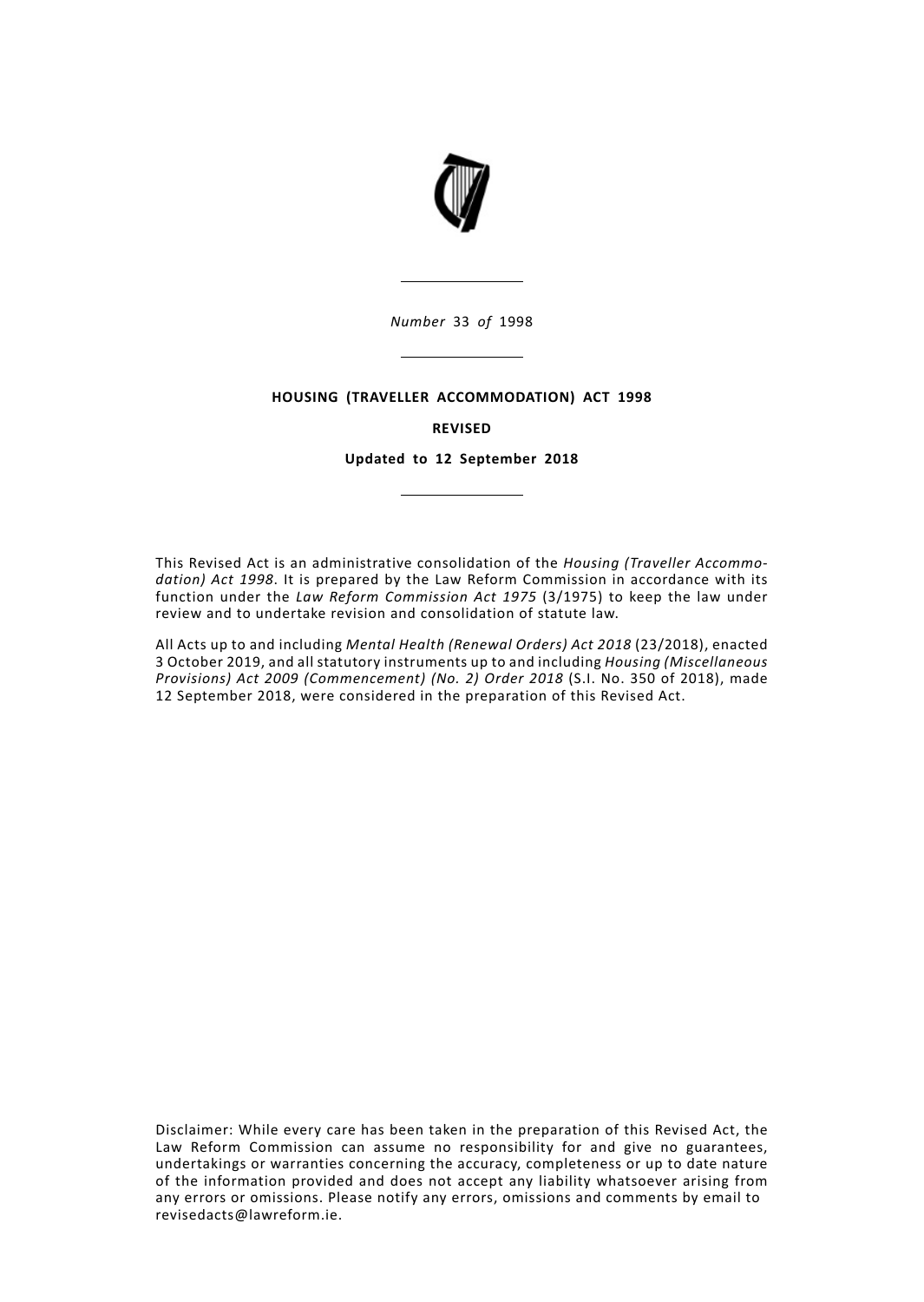*Number* 33 *of* 1998

**HOUSING (TRAVELLER ACCOMMODATION) ACT 1998**

**REVISED**

**Updated to 12 September 2018**

This Revised Act is an administrative consolidation of the *Housing (Traveller Accommodation) Act 1998*. It is prepared by the Law Reform Commission in accordance with its function under the *Law Reform Commission Act 1975* (3/1975) to keep the law under review and to undertake revision and consolidation of statute law.

All Acts up to and including *Mental Health (Renewal Orders) Act 2018* (23/2018), enacted 3 October 2019, and all statutory instruments up to and including *Housing (Miscellaneous Provisions) Act 2009 (Commencement) (No. 2) Order 2018* (S.I. No. 350 of 2018), made 12 September 2018, were considered in the preparation of this Revised Act.

Disclaimer: While every care has been taken in the preparation of this Revised Act, the Law Reform Commission can assume no responsibility for and give no guarantees, undertakings or warranties concerning the accuracy, completeness or up to date nature of the information provided and does not accept any liability whatsoever arising from any errors or omissions. Please notify any errors, omissions and comments by email to revisedacts@lawreform.ie.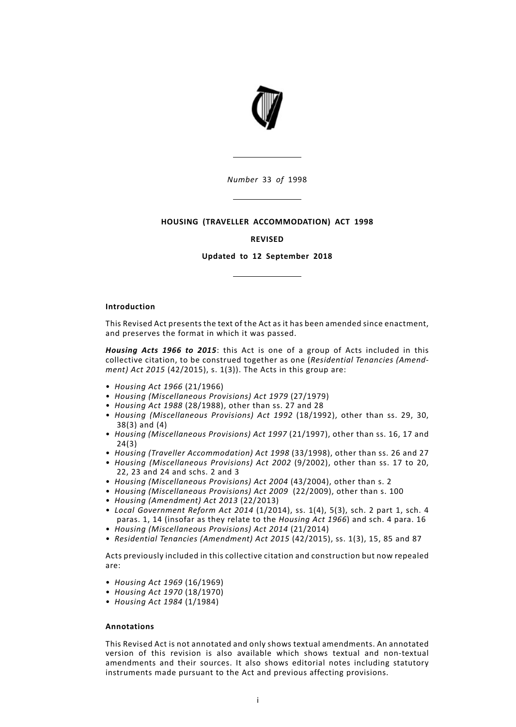*Number* 33 *of* 1998

**HOUSING (TRAVELLER ACCOMMODATION) ACT 1998**

**REVISED**

**Updated to 12 September 2018**

**Introduction**

This Revised Act presents the text of the Act as it has been amended since enactment, and preserves the format in which it was passed.

***Housing Acts 1966 to 2015***: this Act is one of a group of Acts included in this collective citation, to be construed together as one (*Residential Tenancies (Amendment) Act 2015* (42/2015), s. 1(3)). The Acts in this group are:

- *Housing Act 1966* (21/1966)
- *Housing (Miscellaneous Provisions) Act 1979* (27/1979)
- *Housing Act 1988* (28/1988), other than ss. 27 and 28
- *Housing (Miscellaneous Provisions) Act 1992* (18/1992), other than ss. 29, 30, 38(3) and (4)
- *Housing (Miscellaneous Provisions) Act 1997* (21/1997), other than ss. 16, 17 and 24(3)
- *Housing (Traveller Accommodation) Act 1998* (33/1998), other than ss. 26 and 27
- *Housing (Miscellaneous Provisions) Act 2002* (9/2002), other than ss. 17 to 20, 22, 23 and 24 and schs. 2 and 3
- *Housing (Miscellaneous Provisions) Act 2004* (43/2004), other than s. 2
- *Housing (Miscellaneous Provisions) Act 2009* (22/2009), other than s. 100
- *Housing (Amendment) Act 2013* (22/2013)
- *Local Government Reform Act 2014* (1/2014), ss. 1(4), 5(3), sch. 2 part 1, sch. 4 paras. 1, 14 (insofar as they relate to the *Housing Act 1966*) and sch. 4 para. 16
- *Housing (Miscellaneous Provisions) Act 2014* (21/2014)
- *Residential Tenancies (Amendment) Act 2015* (42/2015), ss. 1(3), 15, 85 and 87

Acts previously included in this collective citation and construction but now repealed are:

- *Housing Act 1969* (16/1969)
- *Housing Act 1970* (18/1970)
- *Housing Act 1984* (1/1984)

**Annotations**

This Revised Act is not annotated and only shows textual amendments. An annotated version of this revision is also available which shows textual and non-textual amendments and their sources. It also shows editorial notes including statutory instruments made pursuant to the Act and previous affecting provisions.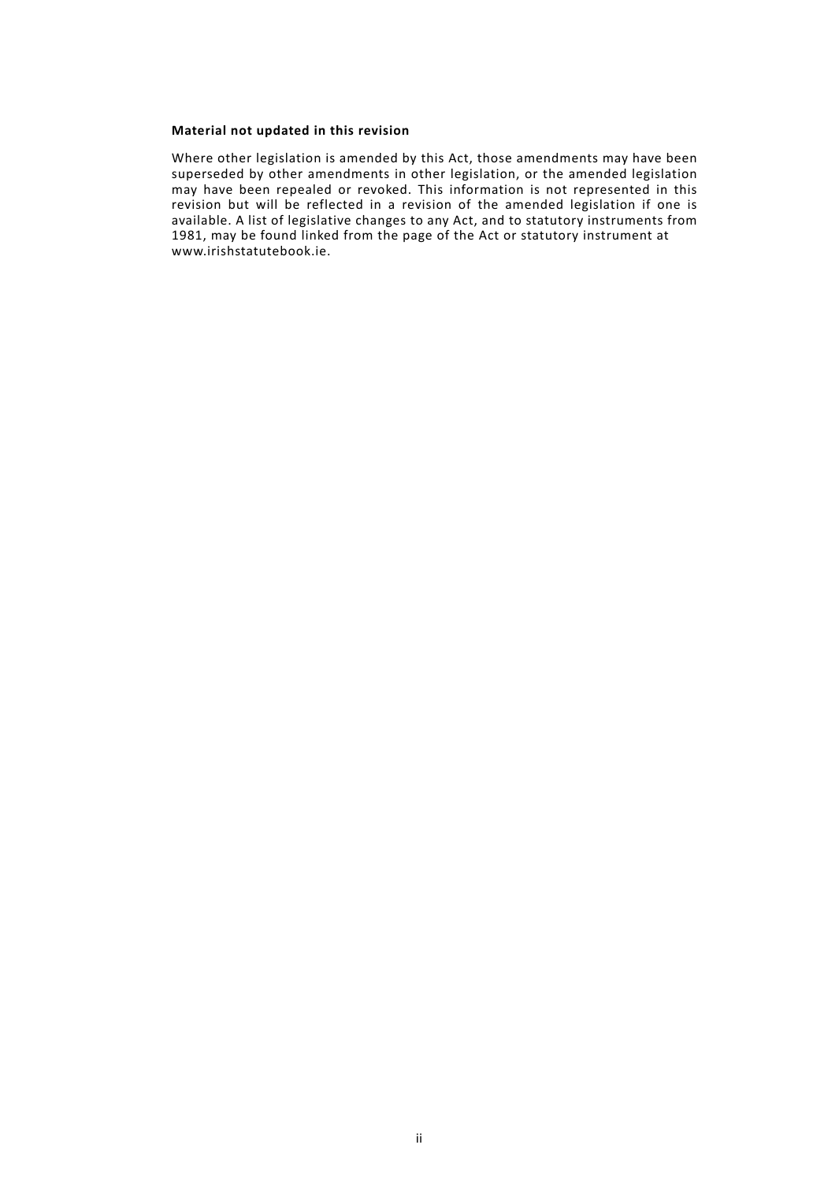**Material not updated in this revision**

Where other legislation is amended by this Act, those amendments may have been superseded by other amendments in other legislation, or the amended legislation may have been repealed or revoked. This information is not represented in this revision but will be reflected in a revision of the amended legislation if one is available. A list of legislative changes to any Act, and to statutory instruments from 1981, may be found linked from the page of the Act or statutory instrument at www.irishstatutebook.ie.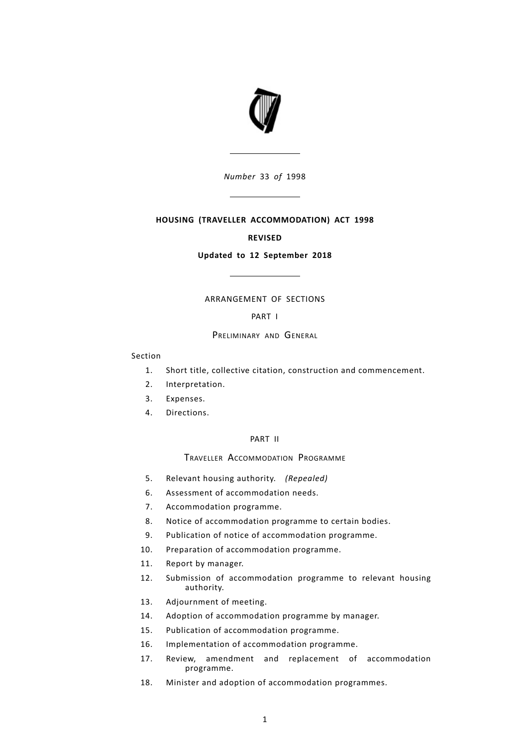Number 33 of 1998

# HOUSING (TRAVELLER ACCOMMODATION) ACT 1998

**REVISED**

**Updated to 12 September 2018**

ARRANGEMENT OF SECTIONS

PART I

PRELIMINARY AND GENERAL

Section

1. Short title, collective citation, construction and commencement.
2. Interpretation.
3. Expenses.
4. Directions.

PART II

TRAVELLER ACCOMMODATION PROGRAMME

5. Relevant housing authority. *(Repealed)*
6. Assessment of accommodation needs.
7. Accommodation programme.
8. Notice of accommodation programme to certain bodies.
9. Publication of notice of accommodation programme.
10. Preparation of accommodation programme.
11. Report by manager.
12. Submission of accommodation programme to relevant housing authority.
13. Adjournment of meeting.
14. Adoption of accommodation programme by manager.
15. Publication of accommodation programme.
16. Implementation of accommodation programme.
17. Review, amendment and replacement of accommodation programme.
18. Minister and adoption of accommodation programmes.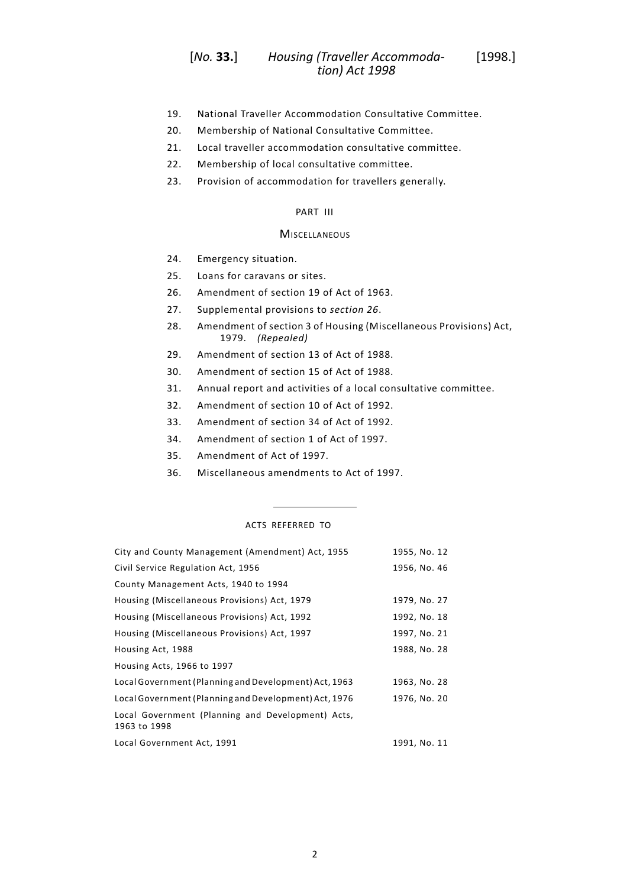19. National Traveller Accommodation Consultative Committee.
20. Membership of National Consultative Committee.
21. Local traveller accommodation consultative committee.
22. Membership of local consultative committee.
23. Provision of accommodation for travellers generally.

## PART III

### MISCELLANEOUS

24. Emergency situation.
25. Loans for caravans or sites.
26. Amendment of section 19 of Act of 1963.
27. Supplemental provisions to *section 26*.
28. Amendment of section 3 of Housing (Miscellaneous Provisions) Act, 1979. *(Repealed)*
29. Amendment of section 13 of Act of 1988.
30. Amendment of section 15 of Act of 1988.
31. Annual report and activities of a local consultative committee.
32. Amendment of section 10 of Act of 1992.
33. Amendment of section 34 of Act of 1992.
34. Amendment of section 1 of Act of 1997.
35. Amendment of Act of 1997.
36. Miscellaneous amendments to Act of 1997.

---

ACTS REFERRED TO

| | |
|---|---|
| City and County Management (Amendment) Act, 1955 | 1955, No. 12 |
| Civil Service Regulation Act, 1956 | 1956, No. 46 |
| County Management Acts, 1940 to 1994 | |
| Housing (Miscellaneous Provisions) Act, 1979 | 1979, No. 27 |
| Housing (Miscellaneous Provisions) Act, 1992 | 1992, No. 18 |
| Housing (Miscellaneous Provisions) Act, 1997 | 1997, No. 21 |
| Housing Act, 1988 | 1988, No. 28 |
| Housing Acts, 1966 to 1997 | |
| Local Government (Planning and Development) Act, 1963 | 1963, No. 28 |
| Local Government (Planning and Development) Act, 1976 | 1976, No. 20 |
| Local Government (Planning and Development) Acts, 1963 to 1998 | |
| Local Government Act, 1991 | 1991, No. 11 |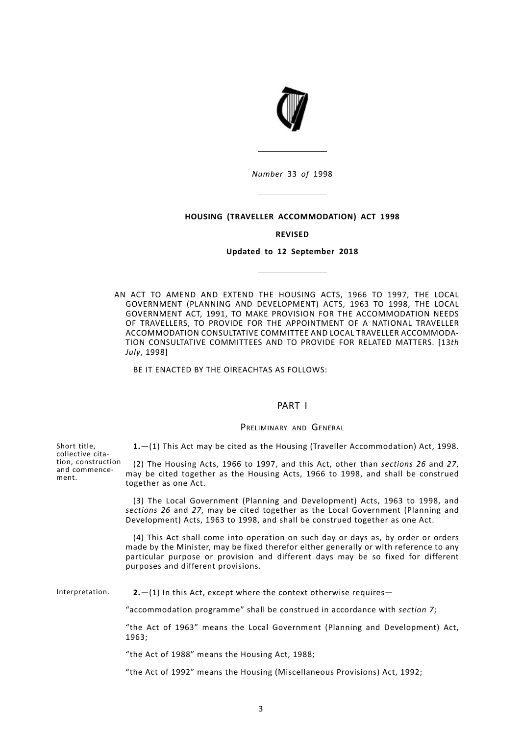*Number* 33 *of* 1998

**HOUSING (TRAVELLER ACCOMMODATION) ACT 1998**

**REVISED**

**Updated to 12 September 2018**

AN ACT TO AMEND AND EXTEND THE HOUSING ACTS, 1966 TO 1997, THE LOCAL GOVERNMENT (PLANNING AND DEVELOPMENT) ACTS, 1963 TO 1998, THE LOCAL GOVERNMENT ACT, 1991, TO MAKE PROVISION FOR THE ACCOMMODATION NEEDS OF TRAVELLERS, TO PROVIDE FOR THE APPOINTMENT OF A NATIONAL TRAVELLER ACCOMMODATION CONSULTATIVE COMMITTEE AND LOCAL TRAVELLER ACCOMMODATION CONSULTATIVE COMMITTEES AND TO PROVIDE FOR RELATED MATTERS. [13*th July*, 1998]

BE IT ENACTED BY THE OIREACHTAS AS FOLLOWS:

## PART I

### Preliminary and General

Short title, collective citation, construction and commencement.

**1.**—(1) This Act may be cited as the Housing (Traveller Accommodation) Act, 1998.

(2) The Housing Acts, 1966 to 1997, and this Act, other than *sections 26* and *27*, may be cited together as the Housing Acts, 1966 to 1998, and shall be construed together as one Act.

(3) The Local Government (Planning and Development) Acts, 1963 to 1998, and *sections 26* and *27*, may be cited together as the Local Government (Planning and Development) Acts, 1963 to 1998, and shall be construed together as one Act.

(4) This Act shall come into operation on such day or days as, by order or orders made by the Minister, may be fixed therefor either generally or with reference to any particular purpose or provision and different days may be so fixed for different purposes and different provisions.

Interpretation.

**2.**—(1) In this Act, except where the context otherwise requires—

"accommodation programme" shall be construed in accordance with *section 7*;

"the Act of 1963" means the Local Government (Planning and Development) Act, 1963;

"the Act of 1988" means the Housing Act, 1988;

"the Act of 1992" means the Housing (Miscellaneous Provisions) Act, 1992;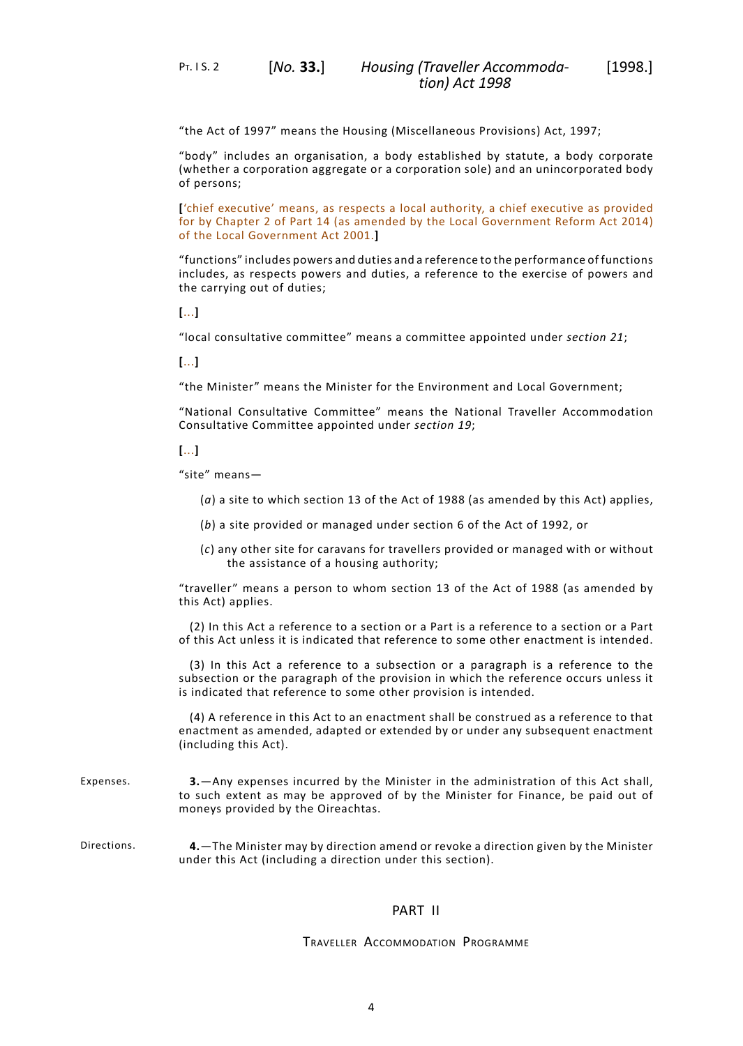"the Act of 1997" means the Housing (Miscellaneous Provisions) Act, 1997;

"body" includes an organisation, a body established by statute, a body corporate (whether a corporation aggregate or a corporation sole) and an unincorporated body of persons;

**[**'chief executive' means, as respects a local authority, a chief executive as provided for by Chapter 2 of Part 14 (as amended by the Local Government Reform Act 2014) of the Local Government Act 2001.**]**

"functions" includes powers and duties and a reference to the performance of functions includes, as respects powers and duties, a reference to the exercise of powers and the carrying out of duties;

**[**...**]**

"local consultative committee" means a committee appointed under *section 21*;

**[**...**]**

"the Minister" means the Minister for the Environment and Local Government;

"National Consultative Committee" means the National Traveller Accommodation Consultative Committee appointed under *section 19*;

**[**...**]**

"site" means—

(*a*) a site to which section 13 of the Act of 1988 (as amended by this Act) applies,

(*b*) a site provided or managed under section 6 of the Act of 1992, or

(*c*) any other site for caravans for travellers provided or managed with or without the assistance of a housing authority;

"traveller" means a person to whom section 13 of the Act of 1988 (as amended by this Act) applies.

(2) In this Act a reference to a section or a Part is a reference to a section or a Part of this Act unless it is indicated that reference to some other enactment is intended.

(3) In this Act a reference to a subsection or a paragraph is a reference to the subsection or the paragraph of the provision in which the reference occurs unless it is indicated that reference to some other provision is intended.

(4) A reference in this Act to an enactment shall be construed as a reference to that enactment as amended, adapted or extended by or under any subsequent enactment (including this Act).

Expenses.

**3.**—Any expenses incurred by the Minister in the administration of this Act shall, to such extent as may be approved of by the Minister for Finance, be paid out of moneys provided by the Oireachtas.

Directions.

**4.**—The Minister may by direction amend or revoke a direction given by the Minister under this Act (including a direction under this section).

## PART II

### Traveller Accommodation Programme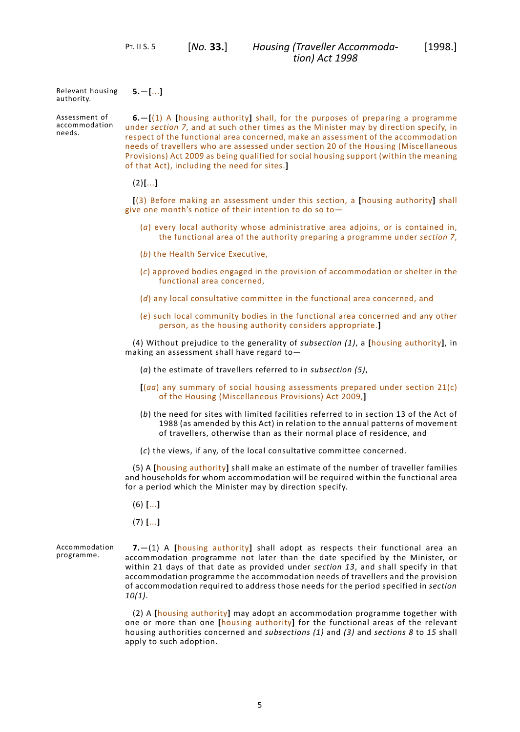Relevant housing authority.

**5.**—**[**...**]**

Assessment of accommodation needs.

**6.**—**[**(1) A **[**housing authority**]** shall, for the purposes of preparing a programme under *section 7*, and at such other times as the Minister may by direction specify, in respect of the functional area concerned, make an assessment of the accommodation needs of travellers who are assessed under section 20 of the Housing (Miscellaneous Provisions) Act 2009 as being qualified for social housing support (within the meaning of that Act), including the need for sites.**]**

(2)**[**...**]**

**[**(3) Before making an assessment under this section, a **[**housing authority**]** shall give one month's notice of their intention to do so to—

(*a*) every local authority whose administrative area adjoins, or is contained in, the functional area of the authority preparing a programme under *section 7*,

(*b*) the Health Service Executive,

(*c*) approved bodies engaged in the provision of accommodation or shelter in the functional area concerned,

(*d*) any local consultative committee in the functional area concerned, and

(*e*) such local community bodies in the functional area concerned and any other person, as the housing authority considers appropriate.**]**

(4) Without prejudice to the generality of *subsection (1)*, a **[**housing authority**]**, in making an assessment shall have regard to—

(*a*) the estimate of travellers referred to in *subsection (5)*,

**[**(*aa*) any summary of social housing assessments prepared under section 21(c) of the Housing (Miscellaneous Provisions) Act 2009,**]**

(*b*) the need for sites with limited facilities referred to in section 13 of the Act of 1988 (as amended by this Act) in relation to the annual patterns of movement of travellers, otherwise than as their normal place of residence, and

(*c*) the views, if any, of the local consultative committee concerned.

(5) A **[**housing authority**]** shall make an estimate of the number of traveller families and households for whom accommodation will be required within the functional area for a period which the Minister may by direction specify.

(6) **[**...**]**

(7) **[**...**]**

Accommodation programme.

**7.**—(1) A **[**housing authority**]** shall adopt as respects their functional area an accommodation programme not later than the date specified by the Minister, or within 21 days of that date as provided under *section 13*, and shall specify in that accommodation programme the accommodation needs of travellers and the provision of accommodation required to address those needs for the period specified in *section 10(1)*.

(2) A **[**housing authority**]** may adopt an accommodation programme together with one or more than one **[**housing authority**]** for the functional areas of the relevant housing authorities concerned and *subsections (1)* and *(3)* and *sections 8* to *15* shall apply to such adoption.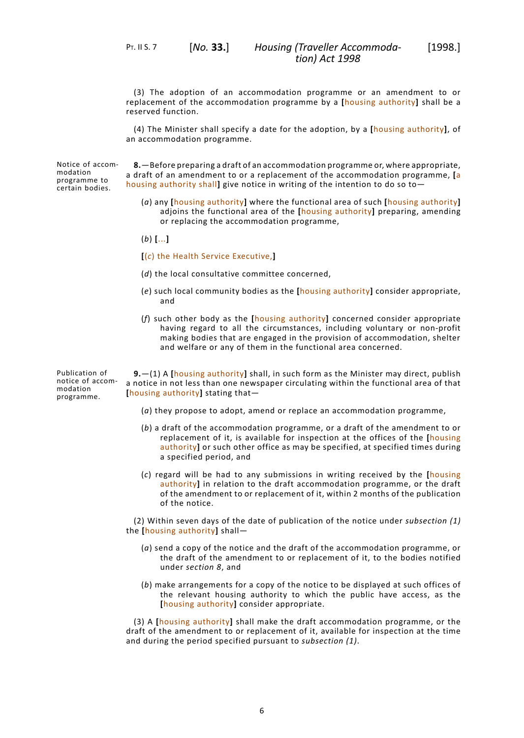(3) The adoption of an accommodation programme or an amendment to or replacement of the accommodation programme by a [housing authority] shall be a reserved function.

(4) The Minister shall specify a date for the adoption, by a [housing authority], of an accommodation programme.

Notice of accommodation programme to certain bodies.

**8.**—Before preparing a draft of an accommodation programme or, where appropriate, a draft of an amendment to or a replacement of the accommodation programme, [a housing authority shall] give notice in writing of the intention to do so to—

(*a*) any [housing authority] where the functional area of such [housing authority] adjoins the functional area of the [housing authority] preparing, amending or replacing the accommodation programme,

(*b*) [...]

[(*c*) the Health Service Executive,]

(*d*) the local consultative committee concerned,

(*e*) such local community bodies as the [housing authority] consider appropriate, and

(*f*) such other body as the [housing authority] concerned consider appropriate having regard to all the circumstances, including voluntary or non-profit making bodies that are engaged in the provision of accommodation, shelter and welfare or any of them in the functional area concerned.

Publication of notice of accommodation programme.

**9.**—(1) A [housing authority] shall, in such form as the Minister may direct, publish a notice in not less than one newspaper circulating within the functional area of that [housing authority] stating that—

(*a*) they propose to adopt, amend or replace an accommodation programme,

(*b*) a draft of the accommodation programme, or a draft of the amendment to or replacement of it, is available for inspection at the offices of the [housing authority] or such other office as may be specified, at specified times during a specified period, and

(*c*) regard will be had to any submissions in writing received by the [housing authority] in relation to the draft accommodation programme, or the draft of the amendment to or replacement of it, within 2 months of the publication of the notice.

(2) Within seven days of the date of publication of the notice under *subsection (1)* the [housing authority] shall—

(*a*) send a copy of the notice and the draft of the accommodation programme, or the draft of the amendment to or replacement of it, to the bodies notified under *section 8*, and

(*b*) make arrangements for a copy of the notice to be displayed at such offices of the relevant housing authority to which the public have access, as the [housing authority] consider appropriate.

(3) A [housing authority] shall make the draft accommodation programme, or the draft of the amendment to or replacement of it, available for inspection at the time and during the period specified pursuant to *subsection (1)*.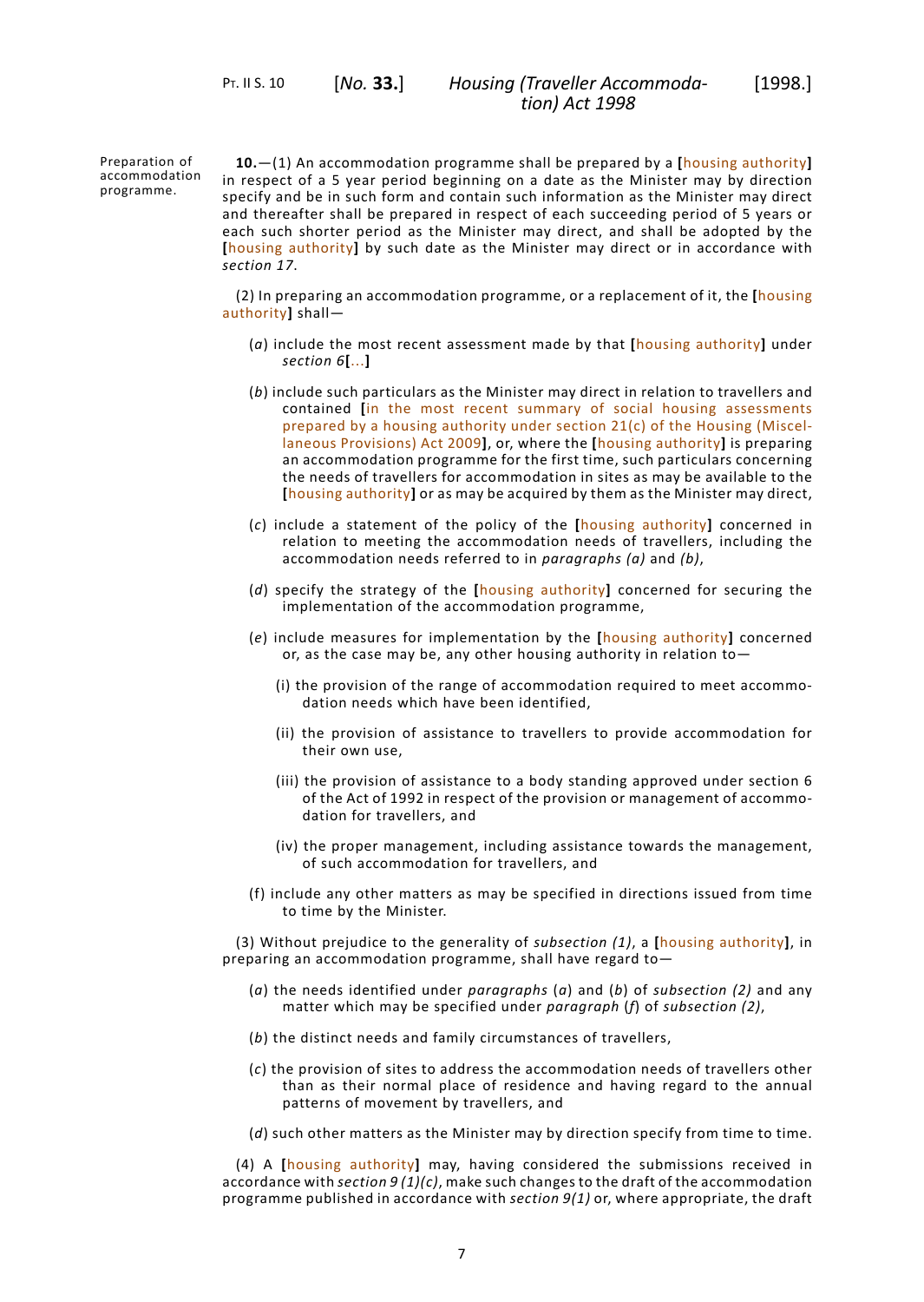Preparation of accommodation programme.

**10.**—(1) An accommodation programme shall be prepared by a **[**housing authority**]** in respect of a 5 year period beginning on a date as the Minister may by direction specify and be in such form and contain such information as the Minister may direct and thereafter shall be prepared in respect of each succeeding period of 5 years or each such shorter period as the Minister may direct, and shall be adopted by the **[**housing authority**]** by such date as the Minister may direct or in accordance with *section 17*.

(2) In preparing an accommodation programme, or a replacement of it, the **[**housing authority**]** shall—

(*a*) include the most recent assessment made by that **[**housing authority**]** under *section 6***[**...**]**

(*b*) include such particulars as the Minister may direct in relation to travellers and contained **[**in the most recent summary of social housing assessments prepared by a housing authority under section 21(c) of the Housing (Miscellaneous Provisions) Act 2009**]**, or, where the **[**housing authority**]** is preparing an accommodation programme for the first time, such particulars concerning the needs of travellers for accommodation in sites as may be available to the **[**housing authority**]** or as may be acquired by them as the Minister may direct,

(*c*) include a statement of the policy of the **[**housing authority**]** concerned in relation to meeting the accommodation needs of travellers, including the accommodation needs referred to in *paragraphs (a)* and *(b)*,

(*d*) specify the strategy of the **[**housing authority**]** concerned for securing the implementation of the accommodation programme,

(*e*) include measures for implementation by the **[**housing authority**]** concerned or, as the case may be, any other housing authority in relation to—

(i) the provision of the range of accommodation required to meet accommodation needs which have been identified,

(ii) the provision of assistance to travellers to provide accommodation for their own use,

(iii) the provision of assistance to a body standing approved under section 6 of the Act of 1992 in respect of the provision or management of accommodation for travellers, and

(iv) the proper management, including assistance towards the management, of such accommodation for travellers, and

(f) include any other matters as may be specified in directions issued from time to time by the Minister.

(3) Without prejudice to the generality of *subsection (1)*, a **[**housing authority**]**, in preparing an accommodation programme, shall have regard to—

(*a*) the needs identified under *paragraphs* (*a*) and (*b*) of *subsection (2)* and any matter which may be specified under *paragraph* (*f*) of *subsection (2)*,

(*b*) the distinct needs and family circumstances of travellers,

(*c*) the provision of sites to address the accommodation needs of travellers other than as their normal place of residence and having regard to the annual patterns of movement by travellers, and

(*d*) such other matters as the Minister may by direction specify from time to time.

(4) A **[**housing authority**]** may, having considered the submissions received in accordance with *section 9 (1)(c)*, make such changes to the draft of the accommodation programme published in accordance with *section 9(1)* or, where appropriate, the draft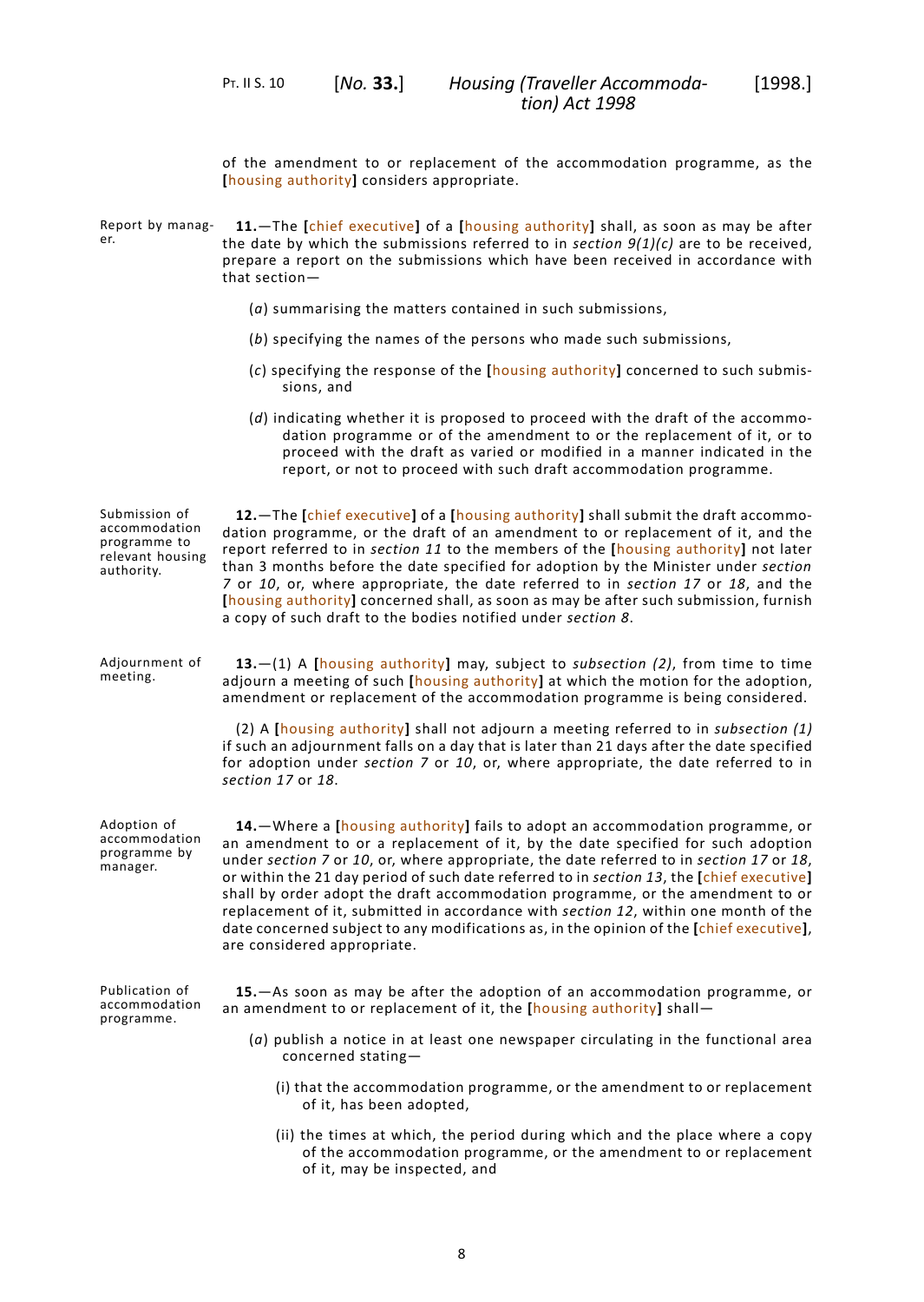of the amendment to or replacement of the accommodation programme, as the [housing authority] considers appropriate.

Report by manager.

**11.**—The [chief executive] of a [housing authority] shall, as soon as may be after the date by which the submissions referred to in *section 9(1)(c)* are to be received, prepare a report on the submissions which have been received in accordance with that section—

(*a*) summarising the matters contained in such submissions,

(*b*) specifying the names of the persons who made such submissions,

(*c*) specifying the response of the [housing authority] concerned to such submissions, and

(*d*) indicating whether it is proposed to proceed with the draft of the accommodation programme or of the amendment to or the replacement of it, or to proceed with the draft as varied or modified in a manner indicated in the report, or not to proceed with such draft accommodation programme.

Submission of accommodation programme to relevant housing authority.

**12.**—The [chief executive] of a [housing authority] shall submit the draft accommodation programme, or the draft of an amendment to or replacement of it, and the report referred to in *section 11* to the members of the [housing authority] not later than 3 months before the date specified for adoption by the Minister under *section 7* or *10*, or, where appropriate, the date referred to in *section 17* or *18*, and the [housing authority] concerned shall, as soon as may be after such submission, furnish a copy of such draft to the bodies notified under *section 8*.

Adjournment of meeting.

**13.**—(1) A [housing authority] may, subject to *subsection (2)*, from time to time adjourn a meeting of such [housing authority] at which the motion for the adoption, amendment or replacement of the accommodation programme is being considered.

(2) A [housing authority] shall not adjourn a meeting referred to in *subsection (1)* if such an adjournment falls on a day that is later than 21 days after the date specified for adoption under *section 7* or *10*, or, where appropriate, the date referred to in *section 17* or *18*.

Adoption of accommodation programme by manager.

**14.**—Where a [housing authority] fails to adopt an accommodation programme, or an amendment to or a replacement of it, by the date specified for such adoption under *section 7* or *10*, or, where appropriate, the date referred to in *section 17* or *18*, or within the 21 day period of such date referred to in *section 13*, the [chief executive] shall by order adopt the draft accommodation programme, or the amendment to or replacement of it, submitted in accordance with *section 12*, within one month of the date concerned subject to any modifications as, in the opinion of the [chief executive], are considered appropriate.

Publication of accommodation programme.

**15.**—As soon as may be after the adoption of an accommodation programme, or an amendment to or replacement of it, the [housing authority] shall—

(*a*) publish a notice in at least one newspaper circulating in the functional area concerned stating—

(i) that the accommodation programme, or the amendment to or replacement of it, has been adopted,

(ii) the times at which, the period during which and the place where a copy of the accommodation programme, or the amendment to or replacement of it, may be inspected, and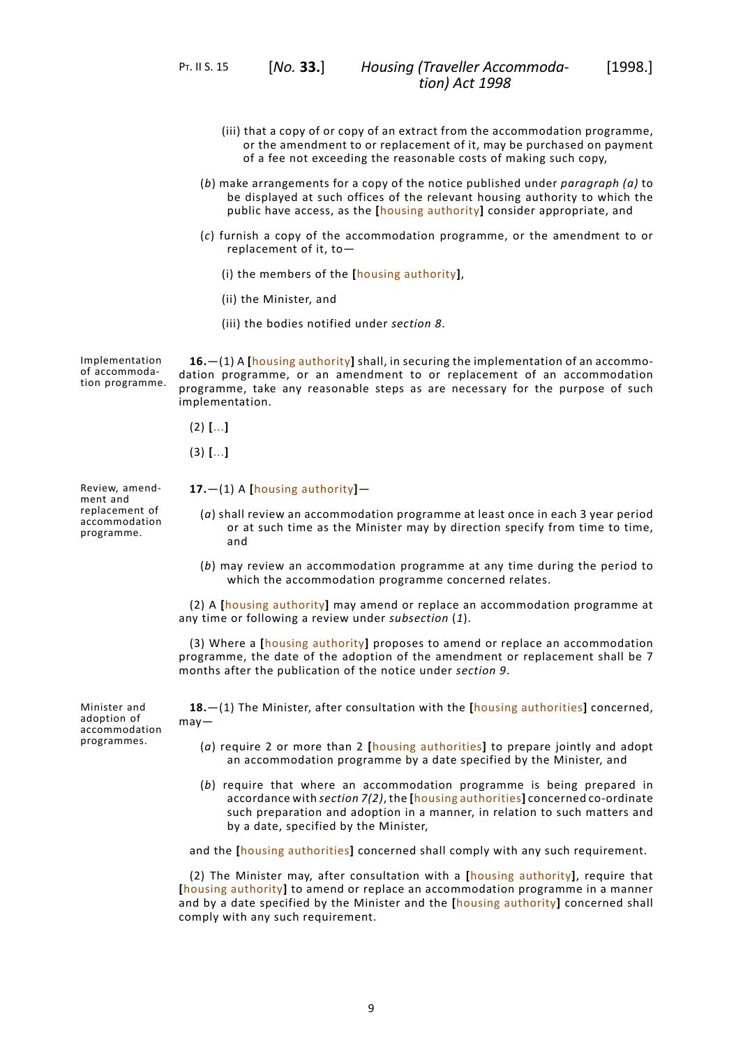(iii) that a copy of or copy of an extract from the accommodation programme, or the amendment to or replacement of it, may be purchased on payment of a fee not exceeding the reasonable costs of making such copy,

(*b*) make arrangements for a copy of the notice published under *paragraph (a)* to be displayed at such offices of the relevant housing authority to which the public have access, as the **[**housing authority**]** consider appropriate, and

(*c*) furnish a copy of the accommodation programme, or the amendment to or replacement of it, to—

(i) the members of the **[**housing authority**]**,

(ii) the Minister, and

(iii) the bodies notified under *section 8*.

Implementation of accommodation programme.

**16.**—(1) A **[**housing authority**]** shall, in securing the implementation of an accommodation programme, or an amendment to or replacement of an accommodation programme, take any reasonable steps as are necessary for the purpose of such implementation.

(2) **[**...**]**

(3) **[**...**]**

Review, amendment and replacement of accommodation programme.

**17.**—(1) A **[**housing authority**]**—

(*a*) shall review an accommodation programme at least once in each 3 year period or at such time as the Minister may by direction specify from time to time, and

(*b*) may review an accommodation programme at any time during the period to which the accommodation programme concerned relates.

(2) A **[**housing authority**]** may amend or replace an accommodation programme at any time or following a review under *subsection* (*1*).

(3) Where a **[**housing authority**]** proposes to amend or replace an accommodation programme, the date of the adoption of the amendment or replacement shall be 7 months after the publication of the notice under *section 9*.

Minister and adoption of accommodation programmes.

**18.**—(1) The Minister, after consultation with the **[**housing authorities**]** concerned, may—

(*a*) require 2 or more than 2 **[**housing authorities**]** to prepare jointly and adopt an accommodation programme by a date specified by the Minister, and

(*b*) require that where an accommodation programme is being prepared in accordance with *section 7(2)*, the **[**housing authorities**]** concerned co-ordinate such preparation and adoption in a manner, in relation to such matters and by a date, specified by the Minister,

and the **[**housing authorities**]** concerned shall comply with any such requirement.

(2) The Minister may, after consultation with a **[**housing authority**]**, require that **[**housing authority**]** to amend or replace an accommodation programme in a manner and by a date specified by the Minister and the **[**housing authority**]** concerned shall comply with any such requirement.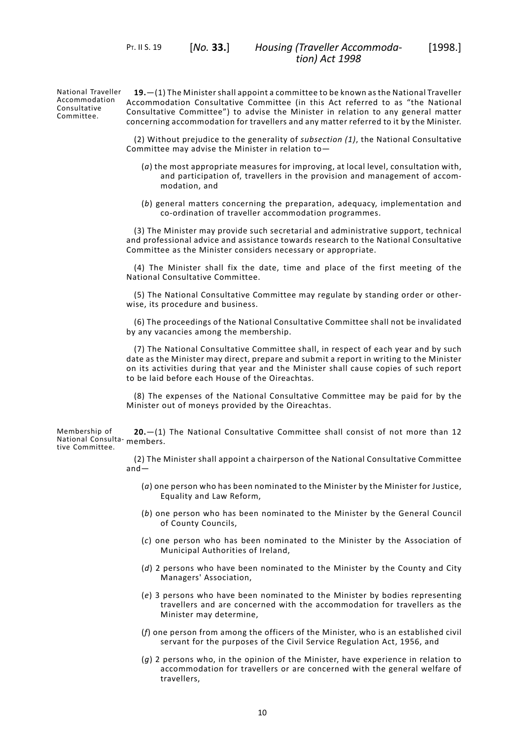**National Traveller Accommodation Consultative Committee.**

**19.**—(1) The Minister shall appoint a committee to be known as the National Traveller Accommodation Consultative Committee (in this Act referred to as "the National Consultative Committee") to advise the Minister in relation to any general matter concerning accommodation for travellers and any matter referred to it by the Minister.

(2) Without prejudice to the generality of *subsection (1)*, the National Consultative Committee may advise the Minister in relation to—

(*a*) the most appropriate measures for improving, at local level, consultation with, and participation of, travellers in the provision and management of accommodation, and

(*b*) general matters concerning the preparation, adequacy, implementation and co-ordination of traveller accommodation programmes.

(3) The Minister may provide such secretarial and administrative support, technical and professional advice and assistance towards research to the National Consultative Committee as the Minister considers necessary or appropriate.

(4) The Minister shall fix the date, time and place of the first meeting of the National Consultative Committee.

(5) The National Consultative Committee may regulate by standing order or otherwise, its procedure and business.

(6) The proceedings of the National Consultative Committee shall not be invalidated by any vacancies among the membership.

(7) The National Consultative Committee shall, in respect of each year and by such date as the Minister may direct, prepare and submit a report in writing to the Minister on its activities during that year and the Minister shall cause copies of such report to be laid before each House of the Oireachtas.

(8) The expenses of the National Consultative Committee may be paid for by the Minister out of moneys provided by the Oireachtas.

**Membership of National Consultative Committee.**

**20.**—(1) The National Consultative Committee shall consist of not more than 12 members.

(2) The Minister shall appoint a chairperson of the National Consultative Committee and—

(*a*) one person who has been nominated to the Minister by the Minister for Justice, Equality and Law Reform,

(*b*) one person who has been nominated to the Minister by the General Council of County Councils,

(*c*) one person who has been nominated to the Minister by the Association of Municipal Authorities of Ireland,

(*d*) 2 persons who have been nominated to the Minister by the County and City Managers' Association,

(*e*) 3 persons who have been nominated to the Minister by bodies representing travellers and are concerned with the accommodation for travellers as the Minister may determine,

(*f*) one person from among the officers of the Minister, who is an established civil servant for the purposes of the Civil Service Regulation Act, 1956, and

(*g*) 2 persons who, in the opinion of the Minister, have experience in relation to accommodation for travellers or are concerned with the general welfare of travellers,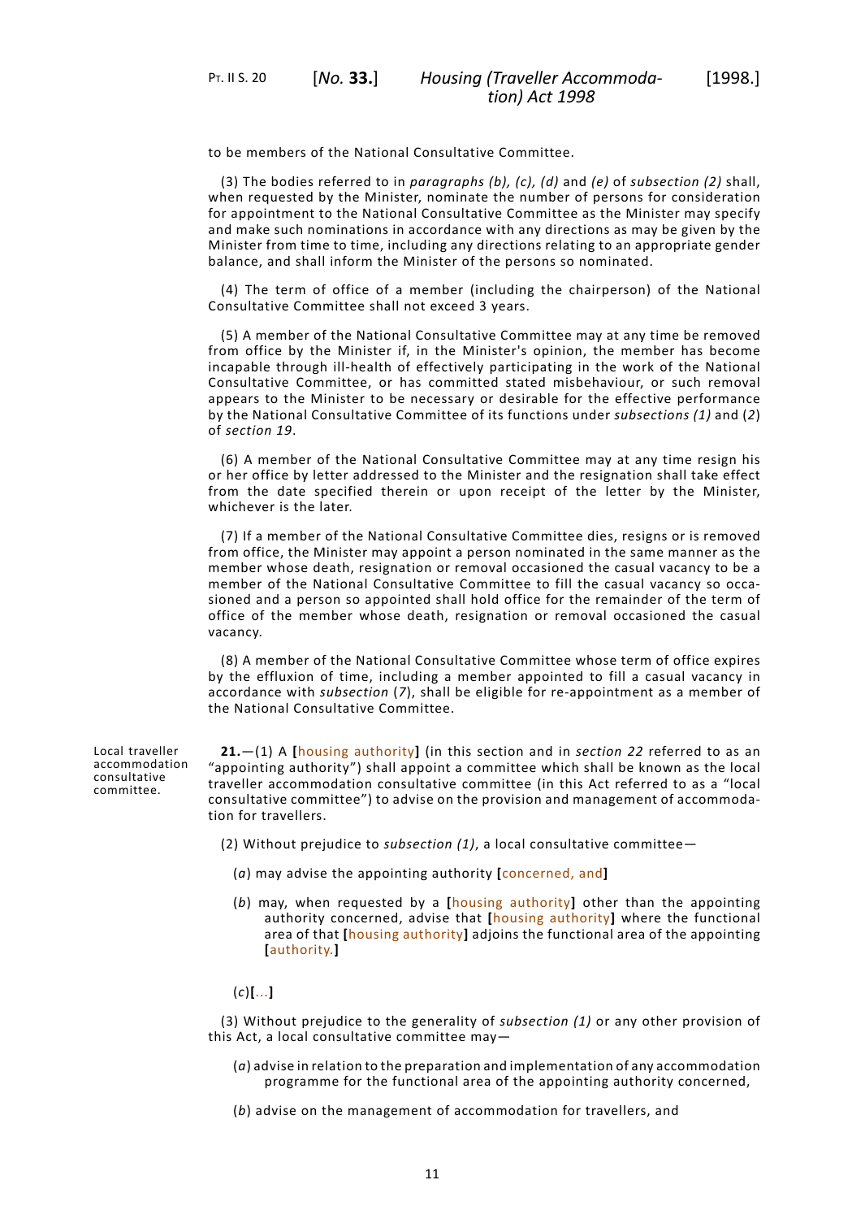to be members of the National Consultative Committee.

(3) The bodies referred to in *paragraphs (b), (c), (d)* and *(e)* of *subsection (2)* shall, when requested by the Minister, nominate the number of persons for consideration for appointment to the National Consultative Committee as the Minister may specify and make such nominations in accordance with any directions as may be given by the Minister from time to time, including any directions relating to an appropriate gender balance, and shall inform the Minister of the persons so nominated.

(4) The term of office of a member (including the chairperson) of the National Consultative Committee shall not exceed 3 years.

(5) A member of the National Consultative Committee may at any time be removed from office by the Minister if, in the Minister's opinion, the member has become incapable through ill-health of effectively participating in the work of the National Consultative Committee, or has committed stated misbehaviour, or such removal appears to the Minister to be necessary or desirable for the effective performance by the National Consultative Committee of its functions under *subsections (1)* and (*2*) of *section 19*.

(6) A member of the National Consultative Committee may at any time resign his or her office by letter addressed to the Minister and the resignation shall take effect from the date specified therein or upon receipt of the letter by the Minister, whichever is the later.

(7) If a member of the National Consultative Committee dies, resigns or is removed from office, the Minister may appoint a person nominated in the same manner as the member whose death, resignation or removal occasioned the casual vacancy to be a member of the National Consultative Committee to fill the casual vacancy so occasioned and a person so appointed shall hold office for the remainder of the term of office of the member whose death, resignation or removal occasioned the casual vacancy.

(8) A member of the National Consultative Committee whose term of office expires by the effluxion of time, including a member appointed to fill a casual vacancy in accordance with *subsection* (*7*), shall be eligible for re-appointment as a member of the National Consultative Committee.

Local traveller accommodation consultative committee.

**21.**—(1) A **[**housing authority**]** (in this section and in *section 22* referred to as an "appointing authority") shall appoint a committee which shall be known as the local traveller accommodation consultative committee (in this Act referred to as a "local consultative committee") to advise on the provision and management of accommodation for travellers.

(2) Without prejudice to *subsection (1)*, a local consultative committee—

(*a*) may advise the appointing authority **[**concerned, and**]**

(*b*) may, when requested by a **[**housing authority**]** other than the appointing authority concerned, advise that **[**housing authority**]** where the functional area of that **[**housing authority**]** adjoins the functional area of the appointing **[**authority.**]**

(*c*)**[**...**]**

(3) Without prejudice to the generality of *subsection (1)* or any other provision of this Act, a local consultative committee may—

(*a*) advise in relation to the preparation and implementation of any accommodation programme for the functional area of the appointing authority concerned,

(*b*) advise on the management of accommodation for travellers, and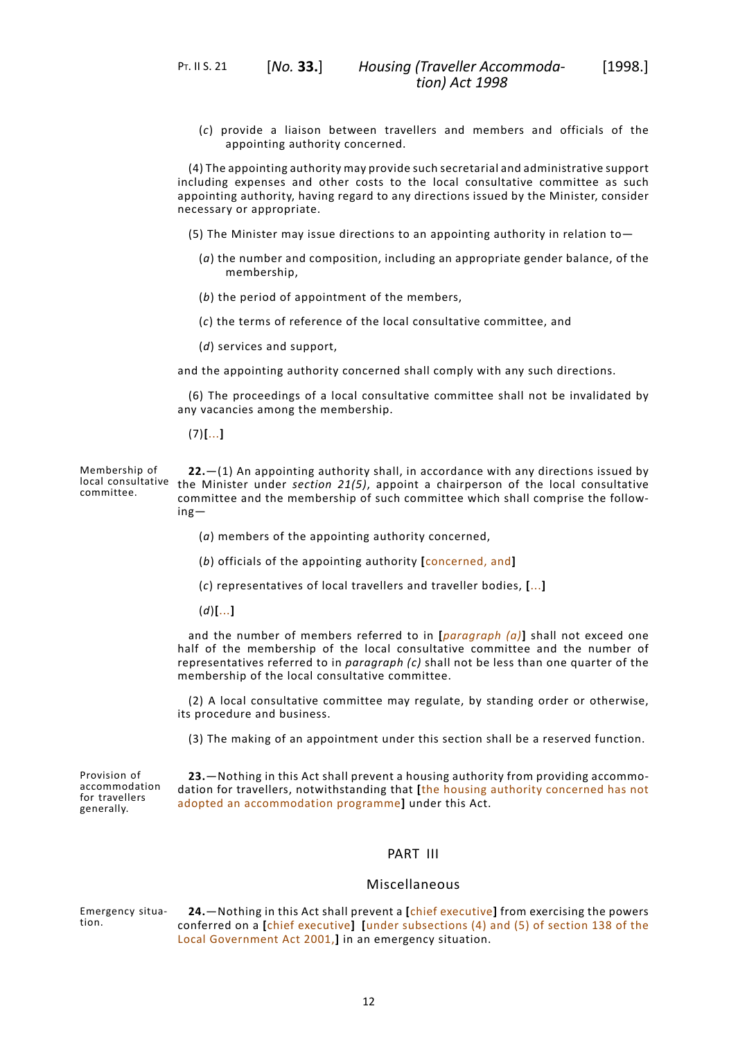(*c*) provide a liaison between travellers and members and officials of the appointing authority concerned.

(4) The appointing authority may provide such secretarial and administrative support including expenses and other costs to the local consultative committee as such appointing authority, having regard to any directions issued by the Minister, consider necessary or appropriate.

(5) The Minister may issue directions to an appointing authority in relation to—

(*a*) the number and composition, including an appropriate gender balance, of the membership,

(*b*) the period of appointment of the members,

(*c*) the terms of reference of the local consultative committee, and

(*d*) services and support,

and the appointing authority concerned shall comply with any such directions.

(6) The proceedings of a local consultative committee shall not be invalidated by any vacancies among the membership.

(7)**[**...**]**

Membership of local consultative committee.

**22.**—(1) An appointing authority shall, in accordance with any directions issued by the Minister under *section 21(5)*, appoint a chairperson of the local consultative committee and the membership of such committee which shall comprise the following—

(*a*) members of the appointing authority concerned,

(*b*) officials of the appointing authority **[**concerned, and**]**

(*c*) representatives of local travellers and traveller bodies, **[**...**]**

(*d*)**[**...**]**

and the number of members referred to in **[***paragraph (a)***]** shall not exceed one half of the membership of the local consultative committee and the number of representatives referred to in *paragraph (c)* shall not be less than one quarter of the membership of the local consultative committee.

(2) A local consultative committee may regulate, by standing order or otherwise, its procedure and business.

(3) The making of an appointment under this section shall be a reserved function.

Provision of accommodation for travellers generally.

**23.**—Nothing in this Act shall prevent a housing authority from providing accommodation for travellers, notwithstanding that **[**the housing authority concerned has not adopted an accommodation programme**]** under this Act.

## PART III

## Miscellaneous

Emergency situation.

**24.**—Nothing in this Act shall prevent a **[**chief executive**]** from exercising the powers conferred on a **[**chief executive**]** **[**under subsections (4) and (5) of section 138 of the Local Government Act 2001,**]** in an emergency situation.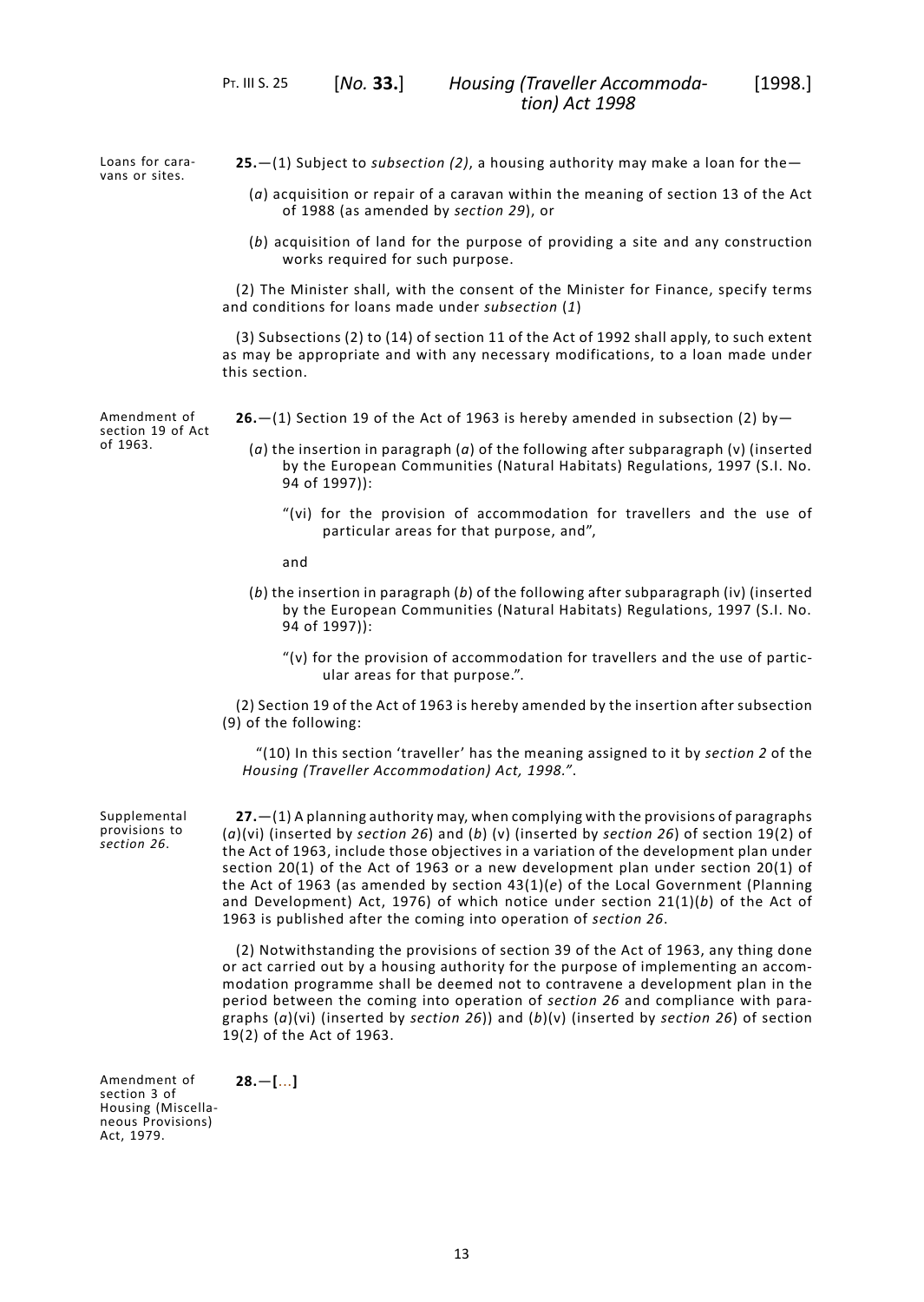Loans for caravans or sites.

**25.**—(1) Subject to *subsection (2)*, a housing authority may make a loan for the—

(*a*) acquisition or repair of a caravan within the meaning of section 13 of the Act of 1988 (as amended by *section 29*), or

(*b*) acquisition of land for the purpose of providing a site and any construction works required for such purpose.

(2) The Minister shall, with the consent of the Minister for Finance, specify terms and conditions for loans made under *subsection* (*1*)

(3) Subsections (2) to (14) of section 11 of the Act of 1992 shall apply, to such extent as may be appropriate and with any necessary modifications, to a loan made under this section.

Amendment of section 19 of Act of 1963.

**26.**—(1) Section 19 of the Act of 1963 is hereby amended in subsection (2) by—

(*a*) the insertion in paragraph (*a*) of the following after subparagraph (v) (inserted by the European Communities (Natural Habitats) Regulations, 1997 (S.I. No. 94 of 1997)):

"(vi) for the provision of accommodation for travellers and the use of particular areas for that purpose, and",

and

(*b*) the insertion in paragraph (*b*) of the following after subparagraph (iv) (inserted by the European Communities (Natural Habitats) Regulations, 1997 (S.I. No. 94 of 1997)):

"(v) for the provision of accommodation for travellers and the use of particular areas for that purpose.".

(2) Section 19 of the Act of 1963 is hereby amended by the insertion after subsection (9) of the following:

"(10) In this section 'traveller' has the meaning assigned to it by *section 2* of the *Housing (Traveller Accommodation) Act, 1998*.".

Supplemental provisions to *section 26*.

**27.**—(1) A planning authority may, when complying with the provisions of paragraphs (*a*)(vi) (inserted by *section 26*) and (*b*) (v) (inserted by *section 26*) of section 19(2) of the Act of 1963, include those objectives in a variation of the development plan under section 20(1) of the Act of 1963 or a new development plan under section 20(1) of the Act of 1963 (as amended by section 43(1)(*e*) of the Local Government (Planning and Development) Act, 1976) of which notice under section 21(1)(*b*) of the Act of 1963 is published after the coming into operation of *section 26*.

(2) Notwithstanding the provisions of section 39 of the Act of 1963, any thing done or act carried out by a housing authority for the purpose of implementing an accommodation programme shall be deemed not to contravene a development plan in the period between the coming into operation of *section 26* and compliance with paragraphs (*a*)(vi) (inserted by *section 26*)) and (*b*)(v) (inserted by *section 26*) of section 19(2) of the Act of 1963.

Amendment of section 3 of Housing (Miscellaneous Provisions) Act, 1979.

**28.**—**[**...**]**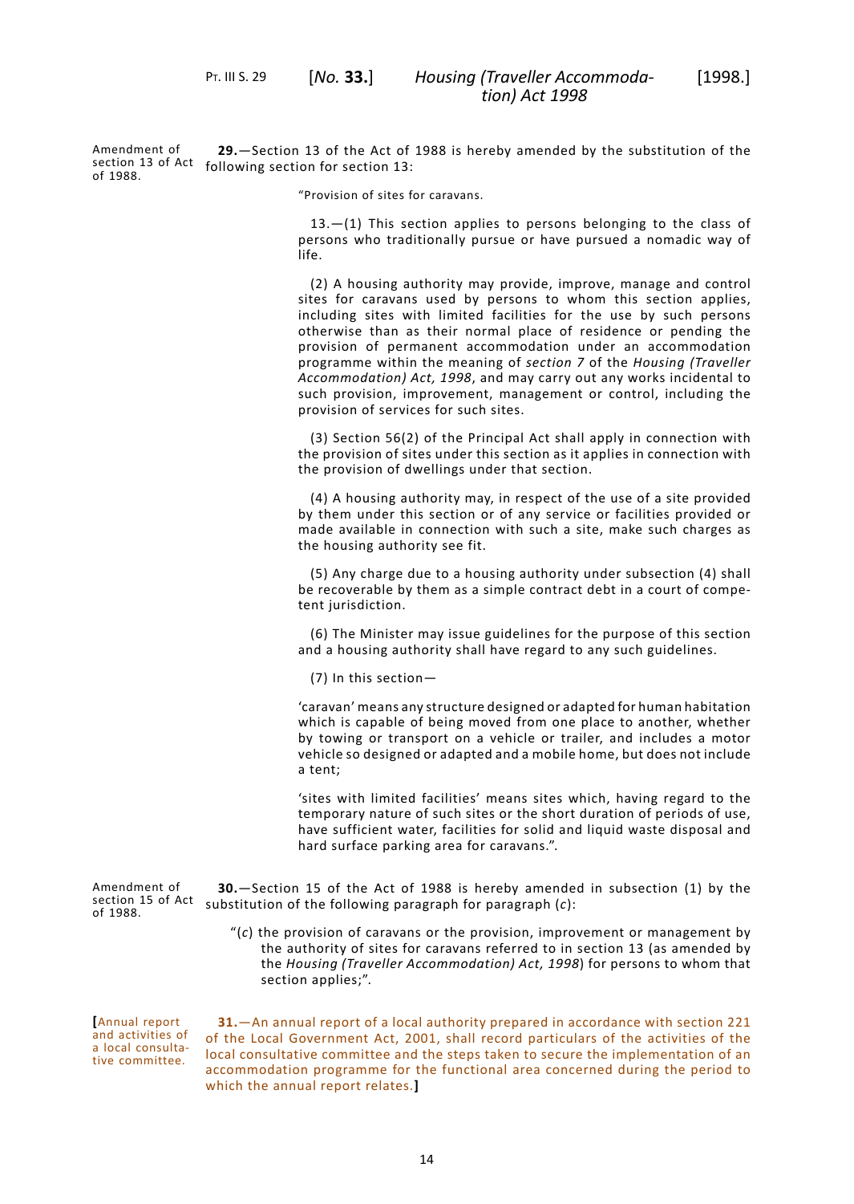Amendment of section 13 of Act of 1988.

**29.**—Section 13 of the Act of 1988 is hereby amended by the substitution of the following section for section 13:

> "Provision of sites for caravans.
>
> 13.—(1) This section applies to persons belonging to the class of persons who traditionally pursue or have pursued a nomadic way of life.
>
> (2) A housing authority may provide, improve, manage and control sites for caravans used by persons to whom this section applies, including sites with limited facilities for the use by such persons otherwise than as their normal place of residence or pending the provision of permanent accommodation under an accommodation programme within the meaning of *section 7* of the *Housing (Traveller Accommodation) Act, 1998*, and may carry out any works incidental to such provision, improvement, management or control, including the provision of services for such sites.
>
> (3) Section 56(2) of the Principal Act shall apply in connection with the provision of sites under this section as it applies in connection with the provision of dwellings under that section.
>
> (4) A housing authority may, in respect of the use of a site provided by them under this section or of any service or facilities provided or made available in connection with such a site, make such charges as the housing authority see fit.
>
> (5) Any charge due to a housing authority under subsection (4) shall be recoverable by them as a simple contract debt in a court of competent jurisdiction.
>
> (6) The Minister may issue guidelines for the purpose of this section and a housing authority shall have regard to any such guidelines.
>
> (7) In this section—
>
> 'caravan' means any structure designed or adapted for human habitation which is capable of being moved from one place to another, whether by towing or transport on a vehicle or trailer, and includes a motor vehicle so designed or adapted and a mobile home, but does not include a tent;
>
> 'sites with limited facilities' means sites which, having regard to the temporary nature of such sites or the short duration of periods of use, have sufficient water, facilities for solid and liquid waste disposal and hard surface parking area for caravans.".

Amendment of section 15 of Act of 1988.

**30.**—Section 15 of the Act of 1988 is hereby amended in subsection (1) by the substitution of the following paragraph for paragraph (*c*):

> "(*c*) the provision of caravans or the provision, improvement or management by the authority of sites for caravans referred to in section 13 (as amended by the *Housing (Traveller Accommodation) Act, 1998*) for persons to whom that section applies;".

**[**Annual report and activities of a local consultative committee.

**31.**—An annual report of a local authority prepared in accordance with section 221 of the Local Government Act, 2001, shall record particulars of the activities of the local consultative committee and the steps taken to secure the implementation of an accommodation programme for the functional area concerned during the period to which the annual report relates.**]**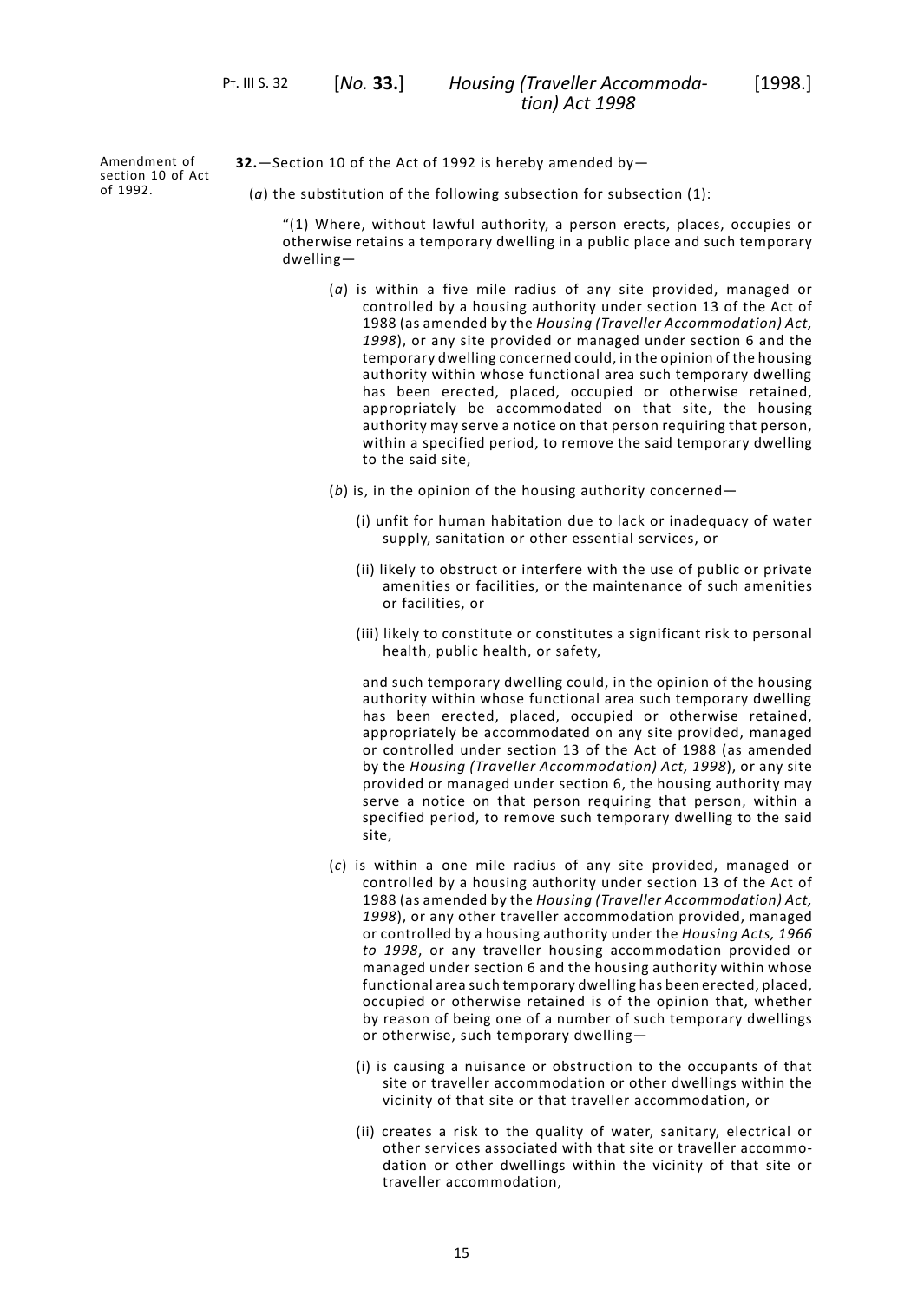Amendment of section 10 of Act of 1992.

**32.**—Section 10 of the Act of 1992 is hereby amended by—

(*a*) the substitution of the following subsection for subsection (1):

"(1) Where, without lawful authority, a person erects, places, occupies or otherwise retains a temporary dwelling in a public place and such temporary dwelling—

(*a*) is within a five mile radius of any site provided, managed or controlled by a housing authority under section 13 of the Act of 1988 (as amended by the *Housing (Traveller Accommodation) Act, 1998*), or any site provided or managed under section 6 and the temporary dwelling concerned could, in the opinion of the housing authority within whose functional area such temporary dwelling has been erected, placed, occupied or otherwise retained, appropriately be accommodated on that site, the housing authority may serve a notice on that person requiring that person, within a specified period, to remove the said temporary dwelling to the said site,

(*b*) is, in the opinion of the housing authority concerned—

(i) unfit for human habitation due to lack or inadequacy of water supply, sanitation or other essential services, or

(ii) likely to obstruct or interfere with the use of public or private amenities or facilities, or the maintenance of such amenities or facilities, or

(iii) likely to constitute or constitutes a significant risk to personal health, public health, or safety,

and such temporary dwelling could, in the opinion of the housing authority within whose functional area such temporary dwelling has been erected, placed, occupied or otherwise retained, appropriately be accommodated on any site provided, managed or controlled under section 13 of the Act of 1988 (as amended by the *Housing (Traveller Accommodation) Act, 1998*), or any site provided or managed under section 6, the housing authority may serve a notice on that person requiring that person, within a specified period, to remove such temporary dwelling to the said site,

(*c*) is within a one mile radius of any site provided, managed or controlled by a housing authority under section 13 of the Act of 1988 (as amended by the *Housing (Traveller Accommodation) Act, 1998*), or any other traveller accommodation provided, managed or controlled by a housing authority under the *Housing Acts, 1966 to 1998*, or any traveller housing accommodation provided or managed under section 6 and the housing authority within whose functional area such temporary dwelling has been erected, placed, occupied or otherwise retained is of the opinion that, whether by reason of being one of a number of such temporary dwellings or otherwise, such temporary dwelling—

(i) is causing a nuisance or obstruction to the occupants of that site or traveller accommodation or other dwellings within the vicinity of that site or that traveller accommodation, or

(ii) creates a risk to the quality of water, sanitary, electrical or other services associated with that site or traveller accommodation or other dwellings within the vicinity of that site or traveller accommodation,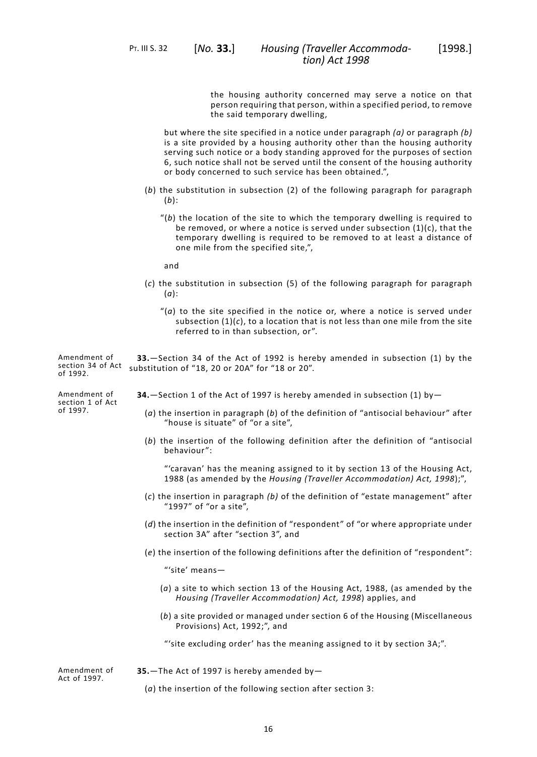the housing authority concerned may serve a notice on that person requiring that person, within a specified period, to remove the said temporary dwelling,

but where the site specified in a notice under paragraph *(a)* or paragraph *(b)* is a site provided by a housing authority other than the housing authority serving such notice or a body standing approved for the purposes of section 6, such notice shall not be served until the consent of the housing authority or body concerned to such service has been obtained.",

(*b*) the substitution in subsection (2) of the following paragraph for paragraph (*b*):

"(*b*) the location of the site to which the temporary dwelling is required to be removed, or where a notice is served under subsection (1)(c), that the temporary dwelling is required to be removed to at least a distance of one mile from the specified site,",

and

(*c*) the substitution in subsection (5) of the following paragraph for paragraph (*a*):

"(*a*) to the site specified in the notice or, where a notice is served under subsection (1)(*c*), to a location that is not less than one mile from the site referred to in than subsection, or".

Amendment of section 34 of Act of 1992.

**33.**—Section 34 of the Act of 1992 is hereby amended in subsection (1) by the substitution of "18, 20 or 20A" for "18 or 20".

Amendment of section 1 of Act of 1997.

**34.**—Section 1 of the Act of 1997 is hereby amended in subsection (1) by—

(*a*) the insertion in paragraph (*b*) of the definition of "antisocial behaviour" after "house is situate" of "or a site",

(*b*) the insertion of the following definition after the definition of "antisocial behaviour":

"'caravan' has the meaning assigned to it by section 13 of the Housing Act, 1988 (as amended by the *Housing (Traveller Accommodation) Act, 1998*);",

(*c*) the insertion in paragraph *(b)* of the definition of "estate management" after "1997" of "or a site",

(*d*) the insertion in the definition of "respondent" of "or where appropriate under section 3A" after "section 3", and

(*e*) the insertion of the following definitions after the definition of "respondent":

"'site' means—

(*a*) a site to which section 13 of the Housing Act, 1988, (as amended by the *Housing (Traveller Accommodation) Act, 1998*) applies, and

(*b*) a site provided or managed under section 6 of the Housing (Miscellaneous Provisions) Act, 1992;", and

"'site excluding order' has the meaning assigned to it by section 3A;".

Amendment of Act of 1997.

**35.**—The Act of 1997 is hereby amended by—

(*a*) the insertion of the following section after section 3: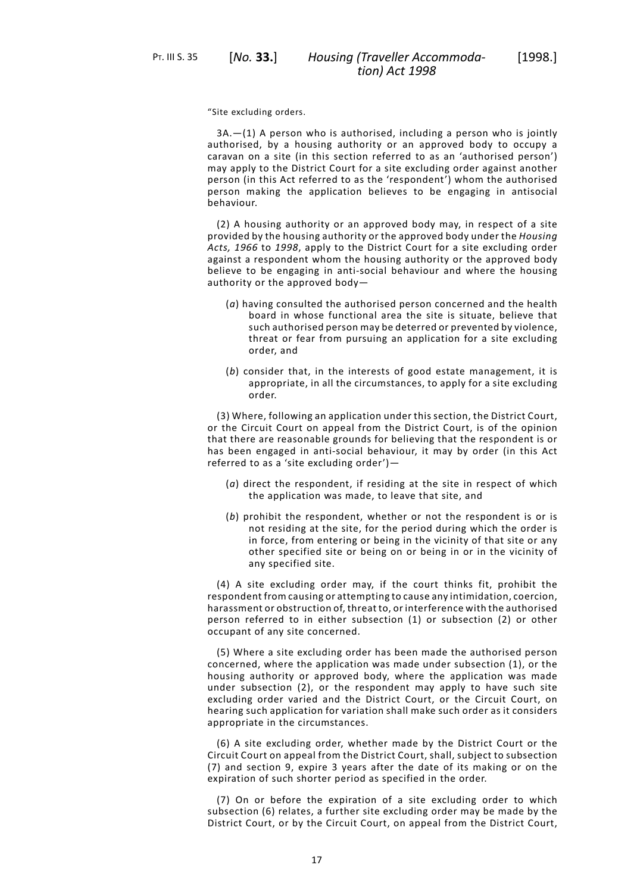"Site excluding orders.

3A.—(1) A person who is authorised, including a person who is jointly authorised, by a housing authority or an approved body to occupy a caravan on a site (in this section referred to as an 'authorised person') may apply to the District Court for a site excluding order against another person (in this Act referred to as the 'respondent') whom the authorised person making the application believes to be engaging in antisocial behaviour.

(2) A housing authority or an approved body may, in respect of a site provided by the housing authority or the approved body under the *Housing Acts, 1966* to *1998*, apply to the District Court for a site excluding order against a respondent whom the housing authority or the approved body believe to be engaging in anti-social behaviour and where the housing authority or the approved body—

(*a*) having consulted the authorised person concerned and the health board in whose functional area the site is situate, believe that such authorised person may be deterred or prevented by violence, threat or fear from pursuing an application for a site excluding order, and

(*b*) consider that, in the interests of good estate management, it is appropriate, in all the circumstances, to apply for a site excluding order.

(3) Where, following an application under this section, the District Court, or the Circuit Court on appeal from the District Court, is of the opinion that there are reasonable grounds for believing that the respondent is or has been engaged in anti-social behaviour, it may by order (in this Act referred to as a 'site excluding order')—

(*a*) direct the respondent, if residing at the site in respect of which the application was made, to leave that site, and

(*b*) prohibit the respondent, whether or not the respondent is or is not residing at the site, for the period during which the order is in force, from entering or being in the vicinity of that site or any other specified site or being on or being in or in the vicinity of any specified site.

(4) A site excluding order may, if the court thinks fit, prohibit the respondent from causing or attempting to cause any intimidation, coercion, harassment or obstruction of, threat to, or interference with the authorised person referred to in either subsection (1) or subsection (2) or other occupant of any site concerned.

(5) Where a site excluding order has been made the authorised person concerned, where the application was made under subsection (1), or the housing authority or approved body, where the application was made under subsection (2), or the respondent may apply to have such site excluding order varied and the District Court, or the Circuit Court, on hearing such application for variation shall make such order as it considers appropriate in the circumstances.

(6) A site excluding order, whether made by the District Court or the Circuit Court on appeal from the District Court, shall, subject to subsection (7) and section 9, expire 3 years after the date of its making or on the expiration of such shorter period as specified in the order.

(7) On or before the expiration of a site excluding order to which subsection (6) relates, a further site excluding order may be made by the District Court, or by the Circuit Court, on appeal from the District Court,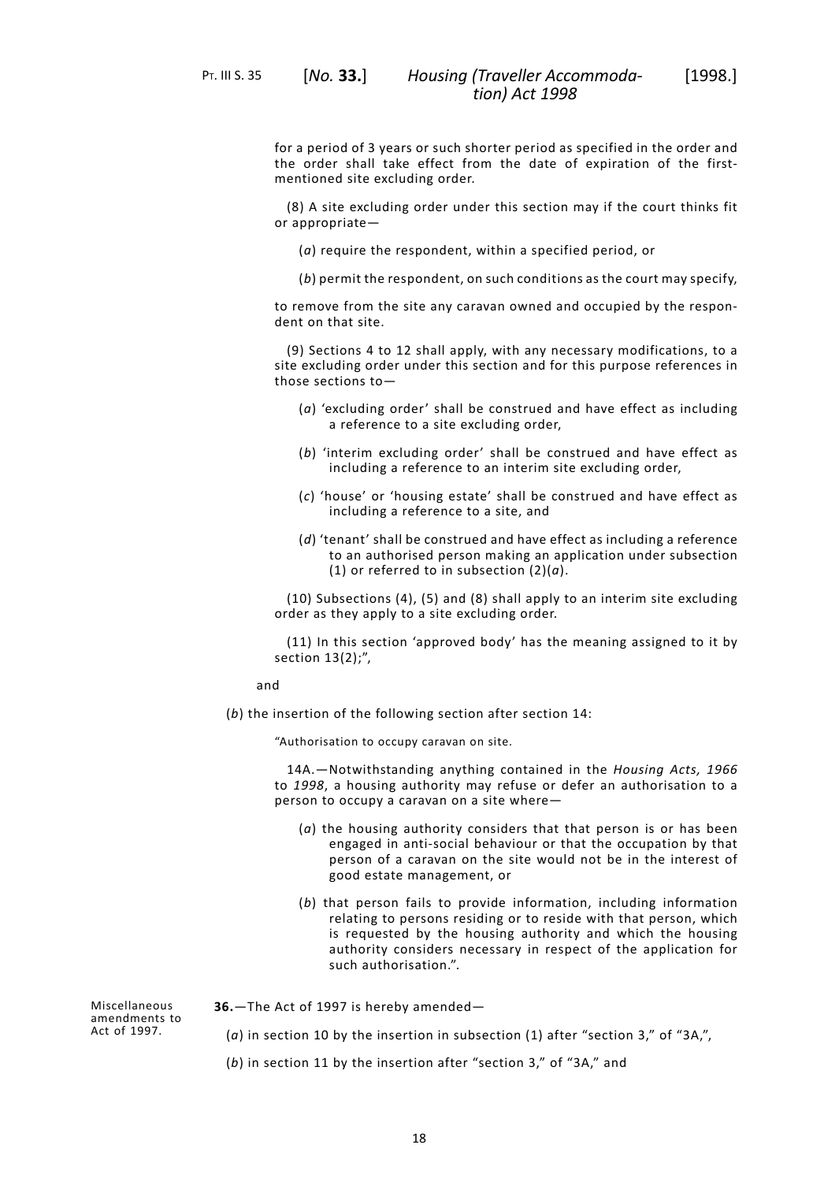for a period of 3 years or such shorter period as specified in the order and the order shall take effect from the date of expiration of the first-mentioned site excluding order.

(8) A site excluding order under this section may if the court thinks fit or appropriate—

(*a*) require the respondent, within a specified period, or

(*b*) permit the respondent, on such conditions as the court may specify,

to remove from the site any caravan owned and occupied by the respondent on that site.

(9) Sections 4 to 12 shall apply, with any necessary modifications, to a site excluding order under this section and for this purpose references in those sections to—

(*a*) 'excluding order' shall be construed and have effect as including a reference to a site excluding order,

(*b*) 'interim excluding order' shall be construed and have effect as including a reference to an interim site excluding order,

(*c*) 'house' or 'housing estate' shall be construed and have effect as including a reference to a site, and

(*d*) 'tenant' shall be construed and have effect as including a reference to an authorised person making an application under subsection (1) or referred to in subsection (2)(*a*).

(10) Subsections (4), (5) and (8) shall apply to an interim site excluding order as they apply to a site excluding order.

(11) In this section 'approved body' has the meaning assigned to it by section 13(2);",

and

(*b*) the insertion of the following section after section 14:

"Authorisation to occupy caravan on site.

14A.—Notwithstanding anything contained in the *Housing Acts, 1966* to *1998*, a housing authority may refuse or defer an authorisation to a person to occupy a caravan on a site where—

(*a*) the housing authority considers that that person is or has been engaged in anti-social behaviour or that the occupation by that person of a caravan on the site would not be in the interest of good estate management, or

(*b*) that person fails to provide information, including information relating to persons residing or to reside with that person, which is requested by the housing authority and which the housing authority considers necessary in respect of the application for such authorisation.".

Miscellaneous amendments to Act of 1997.

**36.**—The Act of 1997 is hereby amended—

(*a*) in section 10 by the insertion in subsection (1) after "section 3," of "3A,",

(*b*) in section 11 by the insertion after "section 3," of "3A," and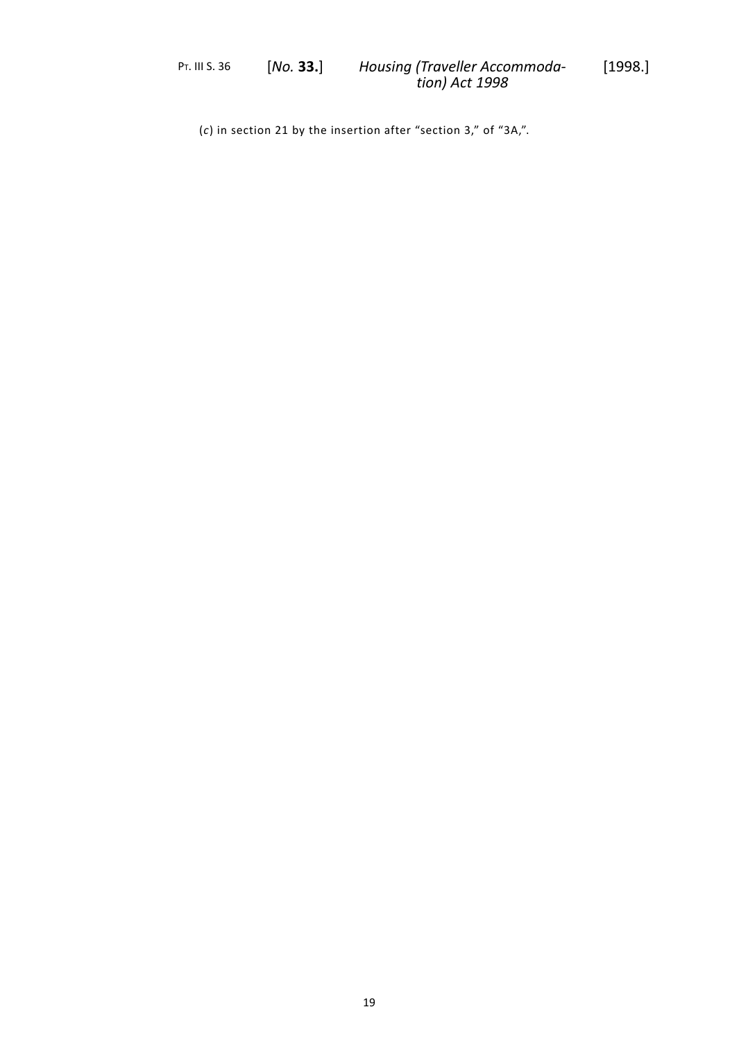(*c*) in section 21 by the insertion after “section 3,” of “3A,”.